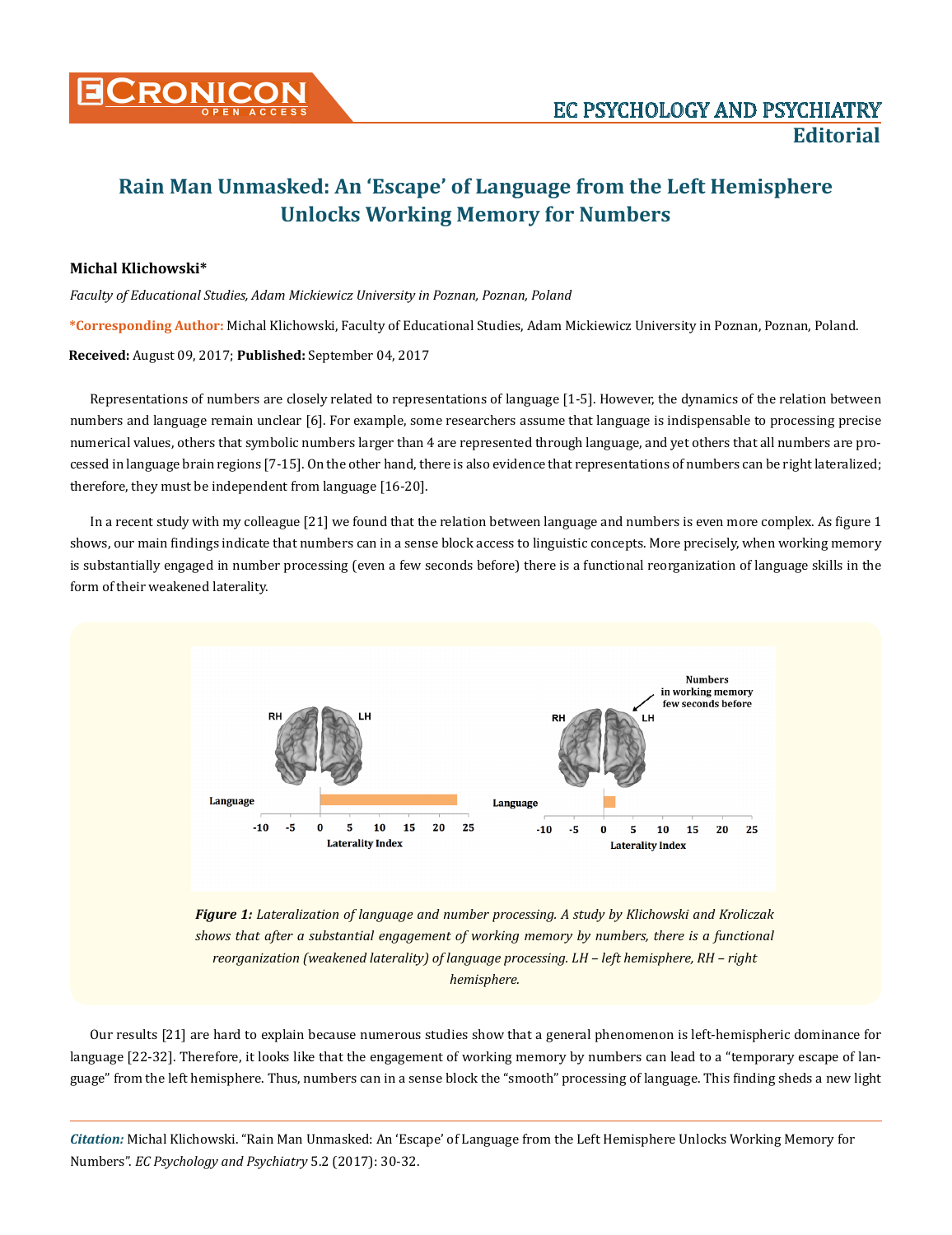# Rain Man Unmasked: An 'Escape' of Language from the Left Hemisphere Unlocks Working Memory for Numbers

**Michal Klichowski***

*Faculty of Educational Studies, Adam Mickiewicz University in Poznan, Poznan, Poland*

**\*Corresponding Author:** Michal Klichowski, Faculty of Educational Studies, Adam Mickiewicz University in Poznan, Poznan, Poland.

**Received:** August 09, 2017; **Published:** September 04, 2017

Representations of numbers are closely related to representations of language [1-5]. However, the dynamics of the relation between numbers and language remain unclear [6]. For example, some researchers assume that language is indispensable to processing precise numerical values, others that symbolic numbers larger than 4 are represented through language, and yet others that all numbers are processed in language brain regions [7-15]. On the other hand, there is also evidence that representations of numbers can be right lateralized; therefore, they must be independent from language [16-20].

In a recent study with my colleague [21] we found that the relation between language and numbers is even more complex. As figure 1 shows, our main findings indicate that numbers can in a sense block access to linguistic concepts. More precisely, when working memory is substantially engaged in number processing (even a few seconds before) there is a functional reorganization of language skills in the form of their weakened laterality.

*__Figure 1:__ Lateralization of language and number processing. A study by Klichowski and Kroliczak shows that after a substantial engagement of working memory by numbers, there is a functional reorganization (weakened laterality) of language processing. LH – left hemisphere, RH – right hemisphere.*

Our results [21] are hard to explain because numerous studies show that a general phenomenon is left-hemispheric dominance for language [22-32]. Therefore, it looks like that the engagement of working memory by numbers can lead to a "temporary escape of language" from the left hemisphere. Thus, numbers can in a sense block the "smooth" processing of language. This finding sheds a new light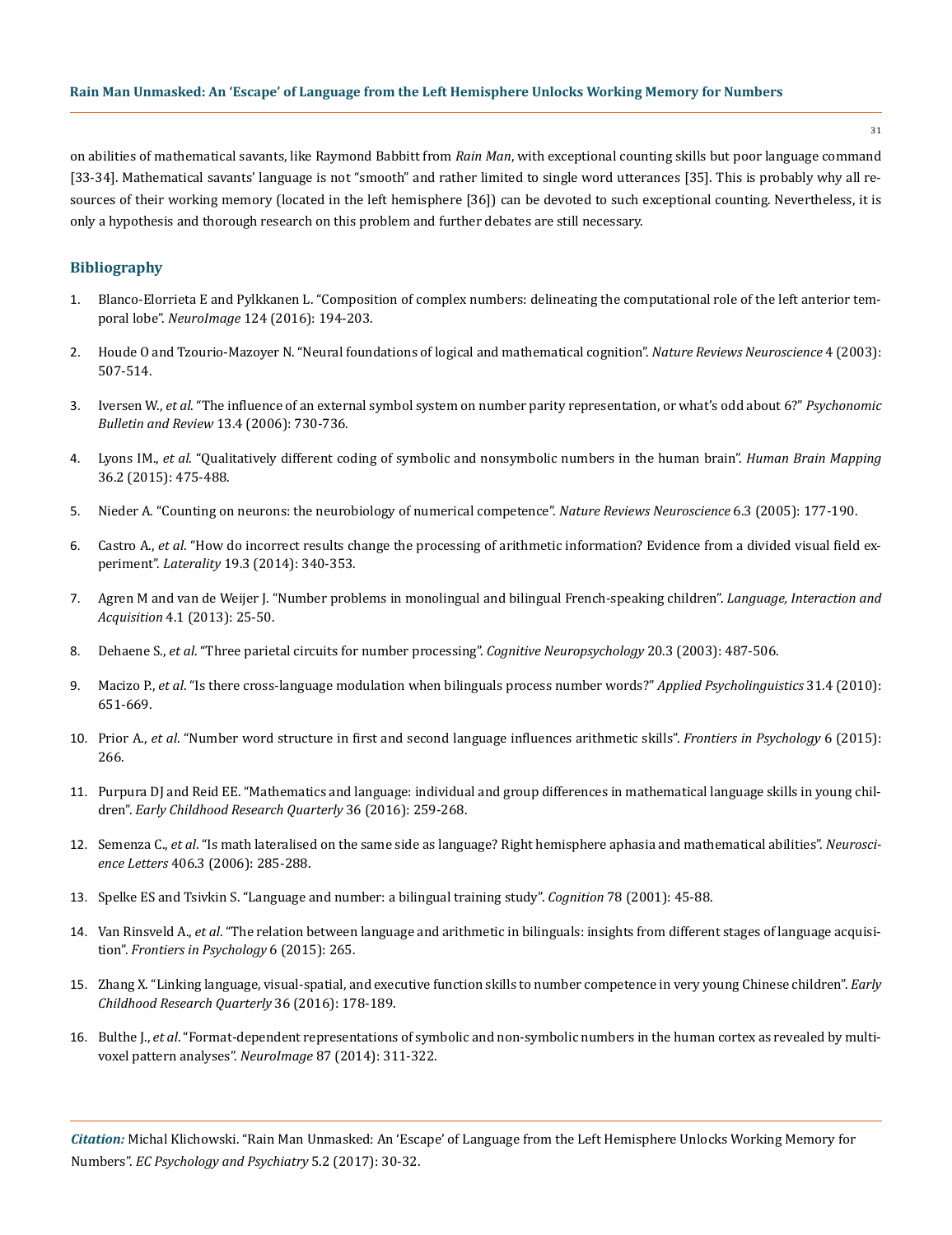on abilities of mathematical savants, like Raymond Babbitt from *Rain Man*, with exceptional counting skills but poor language command [33-34]. Mathematical savants' language is not "smooth" and rather limited to single word utterances [35]. This is probably why all resources of their working memory (located in the left hemisphere [36]) can be devoted to such exceptional counting. Nevertheless, it is only a hypothesis and thorough research on this problem and further debates are still necessary.

## Bibliography

1. Blanco-Elorrieta E and Pylkkanen L. "Composition of complex numbers: delineating the computational role of the left anterior temporal lobe". *NeuroImage* 124 (2016): 194-203.
2. Houde O and Tzourio-Mazoyer N. "Neural foundations of logical and mathematical cognition". *Nature Reviews Neuroscience* 4 (2003): 507-514.
3. Iversen W., *et al*. "The influence of an external symbol system on number parity representation, or what's odd about 6?" *Psychonomic Bulletin and Review* 13.4 (2006): 730-736.
4. Lyons IM., *et al*. "Qualitatively different coding of symbolic and nonsymbolic numbers in the human brain". *Human Brain Mapping* 36.2 (2015): 475-488.
5. Nieder A. "Counting on neurons: the neurobiology of numerical competence". *Nature Reviews Neuroscience* 6.3 (2005): 177-190.
6. Castro A., *et al*. "How do incorrect results change the processing of arithmetic information? Evidence from a divided visual field experiment". *Laterality* 19.3 (2014): 340-353.
7. Agren M and van de Weijer J. "Number problems in monolingual and bilingual French-speaking children". *Language, Interaction and Acquisition* 4.1 (2013): 25-50.
8. Dehaene S., *et al*. "Three parietal circuits for number processing". *Cognitive Neuropsychology* 20.3 (2003): 487-506.
9. Macizo P., *et al*. "Is there cross-language modulation when bilinguals process number words?" *Applied Psycholinguistics* 31.4 (2010): 651-669.
10. Prior A., *et al*. "Number word structure in first and second language influences arithmetic skills". *Frontiers in Psychology* 6 (2015): 266.
11. Purpura DJ and Reid EE. "Mathematics and language: individual and group differences in mathematical language skills in young children". *Early Childhood Research Quarterly* 36 (2016): 259-268.
12. Semenza C., *et al*. "Is math lateralised on the same side as language? Right hemisphere aphasia and mathematical abilities". *Neuroscience Letters* 406.3 (2006): 285-288.
13. Spelke ES and Tsivkin S. "Language and number: a bilingual training study". *Cognition* 78 (2001): 45-88.
14. Van Rinsveld A., *et al*. "The relation between language and arithmetic in bilinguals: insights from different stages of language acquisition". *Frontiers in Psychology* 6 (2015): 265.
15. Zhang X. "Linking language, visual-spatial, and executive function skills to number competence in very young Chinese children". *Early Childhood Research Quarterly* 36 (2016): 178-189.
16. Bulthe J., *et al*. "Format-dependent representations of symbolic and non-symbolic numbers in the human cortex as revealed by multi-voxel pattern analyses". *NeuroImage* 87 (2014): 311-322.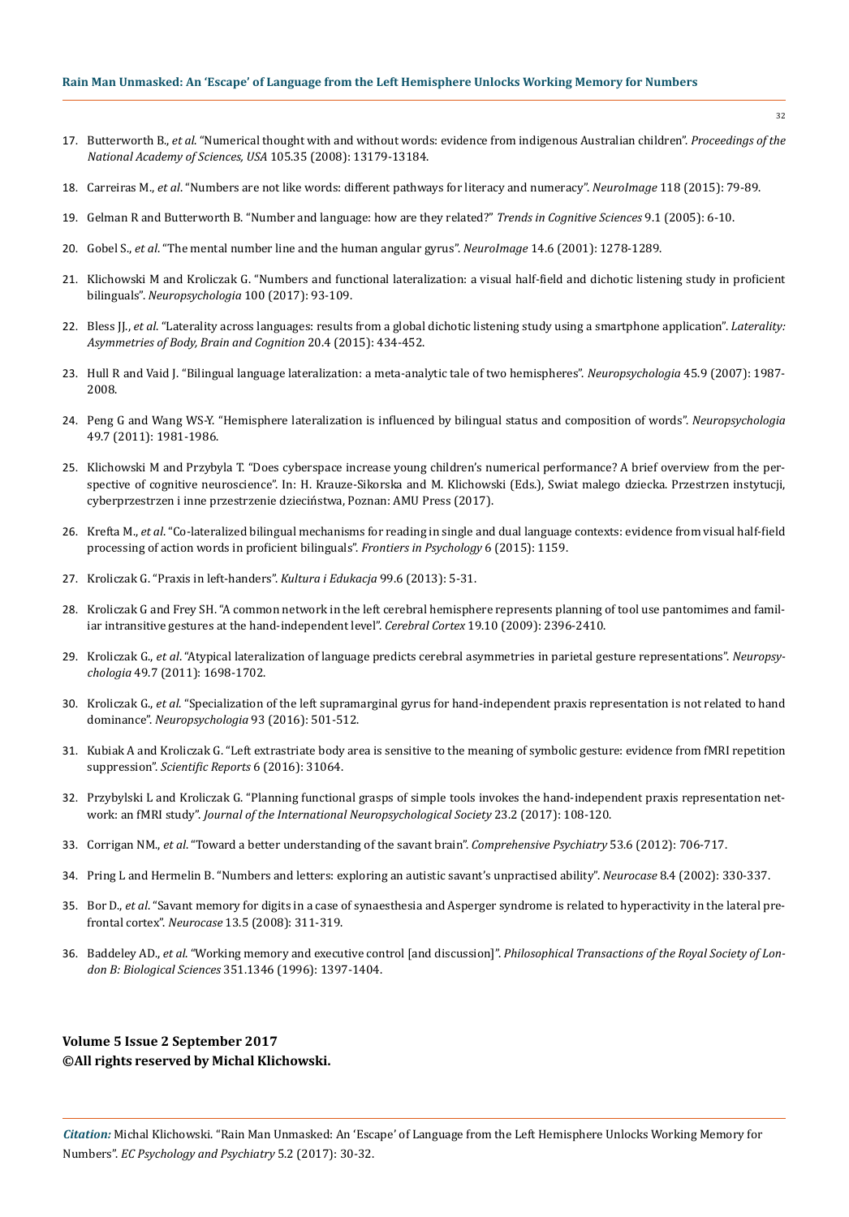17. Butterworth B., *et al*. "Numerical thought with and without words: evidence from indigenous Australian children". *Proceedings of the National Academy of Sciences, USA* 105.35 (2008): 13179-13184.
18. Carreiras M., *et al*. "Numbers are not like words: different pathways for literacy and numeracy". *NeuroImage* 118 (2015): 79-89.
19. Gelman R and Butterworth B. "Number and language: how are they related?" *Trends in Cognitive Sciences* 9.1 (2005): 6-10.
20. Gobel S., *et al*. "The mental number line and the human angular gyrus". *NeuroImage* 14.6 (2001): 1278-1289.
21. Klichowski M and Kroliczak G. "Numbers and functional lateralization: a visual half-field and dichotic listening study in proficient bilinguals". *Neuropsychologia* 100 (2017): 93-109.
22. Bless JJ., *et al*. "Laterality across languages: results from a global dichotic listening study using a smartphone application". *Laterality: Asymmetries of Body, Brain and Cognition* 20.4 (2015): 434-452.
23. Hull R and Vaid J. "Bilingual language lateralization: a meta-analytic tale of two hemispheres". *Neuropsychologia* 45.9 (2007): 1987-2008.
24. Peng G and Wang WS-Y. "Hemisphere lateralization is influenced by bilingual status and composition of words". *Neuropsychologia* 49.7 (2011): 1981-1986.
25. Klichowski M and Przybyla T. "Does cyberspace increase young children's numerical performance? A brief overview from the perspective of cognitive neuroscience". In: H. Krauze-Sikorska and M. Klichowski (Eds.), Swiat malego dziecka. Przestrzen instytucji, cyberprzestrzen i inne przestrzenie dzieciństwa, Poznan: AMU Press (2017).
26. Krefta M., *et al*. "Co-lateralized bilingual mechanisms for reading in single and dual language contexts: evidence from visual half-field processing of action words in proficient bilinguals". *Frontiers in Psychology* 6 (2015): 1159.
27. Kroliczak G. "Praxis in left-handers". *Kultura i Edukacja* 99.6 (2013): 5-31.
28. Kroliczak G and Frey SH. "A common network in the left cerebral hemisphere represents planning of tool use pantomimes and familiar intransitive gestures at the hand-independent level". *Cerebral Cortex* 19.10 (2009): 2396-2410.
29. Kroliczak G., *et al*. "Atypical lateralization of language predicts cerebral asymmetries in parietal gesture representations". *Neuropsychologia* 49.7 (2011): 1698-1702.
30. Kroliczak G., *et al*. "Specialization of the left supramarginal gyrus for hand-independent praxis representation is not related to hand dominance". *Neuropsychologia* 93 (2016): 501-512.
31. Kubiak A and Kroliczak G. "Left extrastriate body area is sensitive to the meaning of symbolic gesture: evidence from fMRI repetition suppression". *Scientific Reports* 6 (2016): 31064.
32. Przybylski L and Kroliczak G. "Planning functional grasps of simple tools invokes the hand-independent praxis representation network: an fMRI study". *Journal of the International Neuropsychological Society* 23.2 (2017): 108-120.
33. Corrigan NM., *et al*. "Toward a better understanding of the savant brain". *Comprehensive Psychiatry* 53.6 (2012): 706-717.
34. Pring L and Hermelin B. "Numbers and letters: exploring an autistic savant's unpractised ability". *Neurocase* 8.4 (2002): 330-337.
35. Bor D., *et al*. "Savant memory for digits in a case of synaesthesia and Asperger syndrome is related to hyperactivity in the lateral prefrontal cortex". *Neurocase* 13.5 (2008): 311-319.
36. Baddeley AD., *et al*. "Working memory and executive control [and discussion]". *Philosophical Transactions of the Royal Society of London B: Biological Sciences* 351.1346 (1996): 1397-1404.

**Volume 5 Issue 2 September 2017**
**©All rights reserved by Michal Klichowski.**